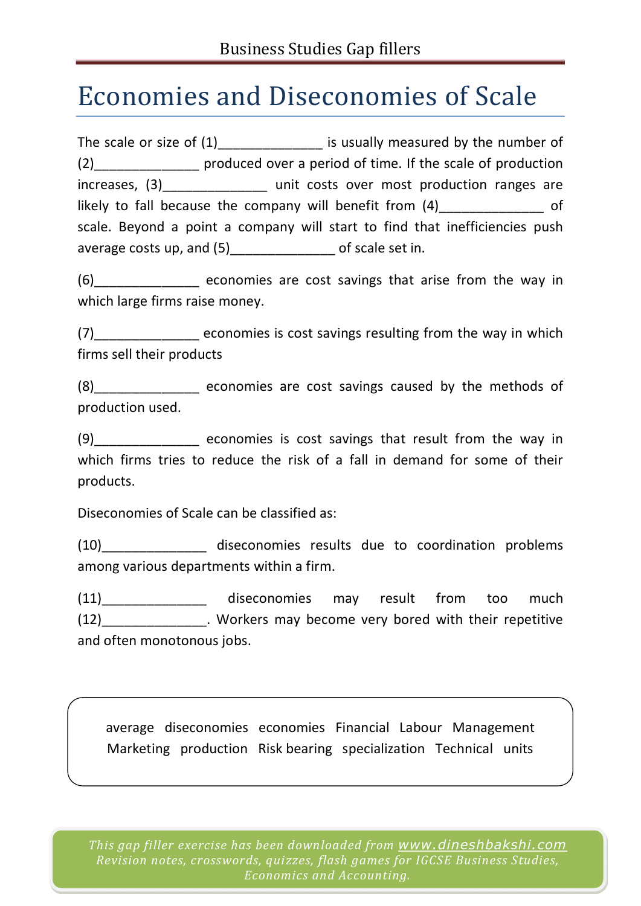# Economies and Diseconomies of Scale

The scale or size of (1)______________ is usually measured by the number of (2)______________ produced over a period of time. If the scale of production increases, (3)______________ unit costs over most production ranges are likely to fall because the company will benefit from (4)______________ of scale. Beyond a point a company will start to find that inefficiencies push average costs up, and (5)______________ of scale set in.

(6)______________ economies are cost savings that arise from the way in which large firms raise money.

(7)______________ economies is cost savings resulting from the way in which firms sell their products

(8)______________ economies are cost savings caused by the methods of production used.

(9)______________ economies is cost savings that result from the way in which firms tries to reduce the risk of a fall in demand for some of their products.

Diseconomies of Scale can be classified as:

(10)______________ diseconomies results due to coordination problems among various departments within a firm.

(11)______________ diseconomies may result from too much (12)______________. Workers may become very bored with their repetitive and often monotonous jobs.

average diseconomies economies Financial Labour Management Marketing production Risk bearing specialization Technical units

*This gap filler exercise has been downloaded from www.dineshbakshi.com*
*Revision notes, crosswords, quizzes, flash games for IGCSE Business Studies, Economics and Accounting.*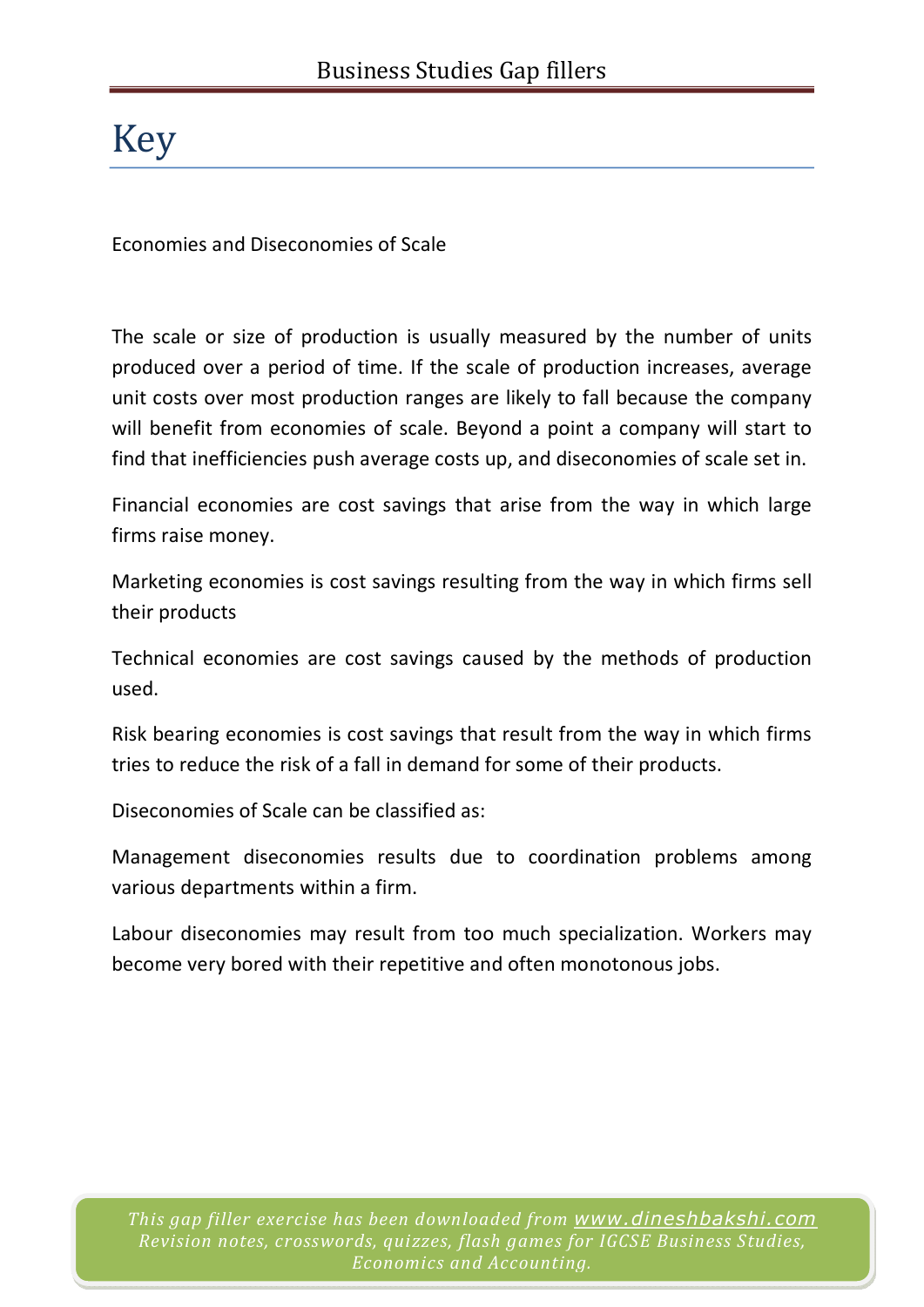# Key

Economies and Diseconomies of Scale

The scale or size of production is usually measured by the number of units produced over a period of time. If the scale of production increases, average unit costs over most production ranges are likely to fall because the company will benefit from economies of scale. Beyond a point a company will start to find that inefficiencies push average costs up, and diseconomies of scale set in.

Financial economies are cost savings that arise from the way in which large firms raise money.

Marketing economies is cost savings resulting from the way in which firms sell their products

Technical economies are cost savings caused by the methods of production used.

Risk bearing economies is cost savings that result from the way in which firms tries to reduce the risk of a fall in demand for some of their products.

Diseconomies of Scale can be classified as:

Management diseconomies results due to coordination problems among various departments within a firm.

Labour diseconomies may result from too much specialization. Workers may become very bored with their repetitive and often monotonous jobs.

*This gap filler exercise has been downloaded from www.dineshbakshi.com*
*Revision notes, crosswords, quizzes, flash games for IGCSE Business Studies, Economics and Accounting.*